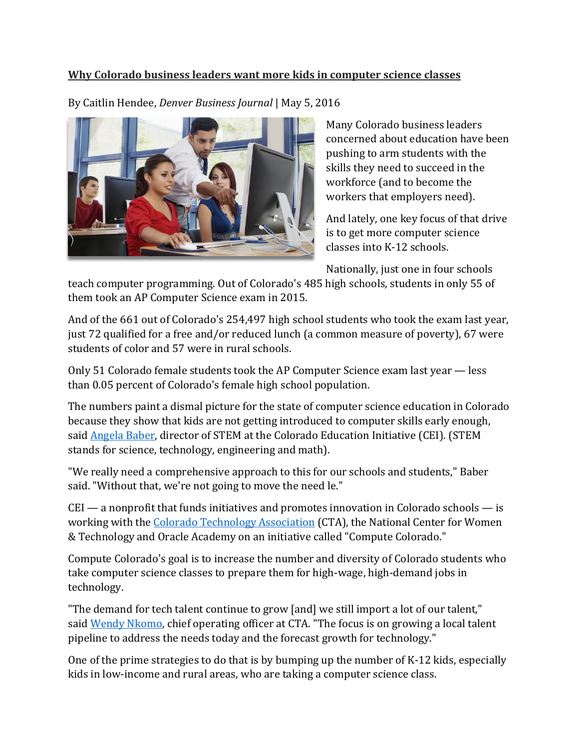# Why Colorado business leaders want more kids in computer science classes

By Caitlin Hendee, *Denver Business Journal* | May 5, 2016

Many Colorado business leaders concerned about education have been pushing to arm students with the skills they need to succeed in the workforce (and to become the workers that employers need).

And lately, one key focus of that drive is to get more computer science classes into K-12 schools.

Nationally, just one in four schools teach computer programming. Out of Colorado's 485 high schools, students in only 55 of them took an AP Computer Science exam in 2015.

And of the 661 out of Colorado's 254,497 high school students who took the exam last year, just 72 qualified for a free and/or reduced lunch (a common measure of poverty), 67 were students of color and 57 were in rural schools.

Only 51 Colorado female students took the AP Computer Science exam last year — less than 0.05 percent of Colorado's female high school population.

The numbers paint a dismal picture for the state of computer science education in Colorado because they show that kids are not getting introduced to computer skills early enough, said Angela Baber, director of STEM at the Colorado Education Initiative (CEI). (STEM stands for science, technology, engineering and math).

"We really need a comprehensive approach to this for our schools and students," Baber said. "Without that, we're not going to move the need le."

CEI — a nonprofit that funds initiatives and promotes innovation in Colorado schools — is working with the Colorado Technology Association (CTA), the National Center for Women & Technology and Oracle Academy on an initiative called "Compute Colorado."

Compute Colorado's goal is to increase the number and diversity of Colorado students who take computer science classes to prepare them for high-wage, high-demand jobs in technology.

"The demand for tech talent continue to grow [and] we still import a lot of our talent," said Wendy Nkomo, chief operating officer at CTA. "The focus is on growing a local talent pipeline to address the needs today and the forecast growth for technology."

One of the prime strategies to do that is by bumping up the number of K-12 kids, especially kids in low-income and rural areas, who are taking a computer science class.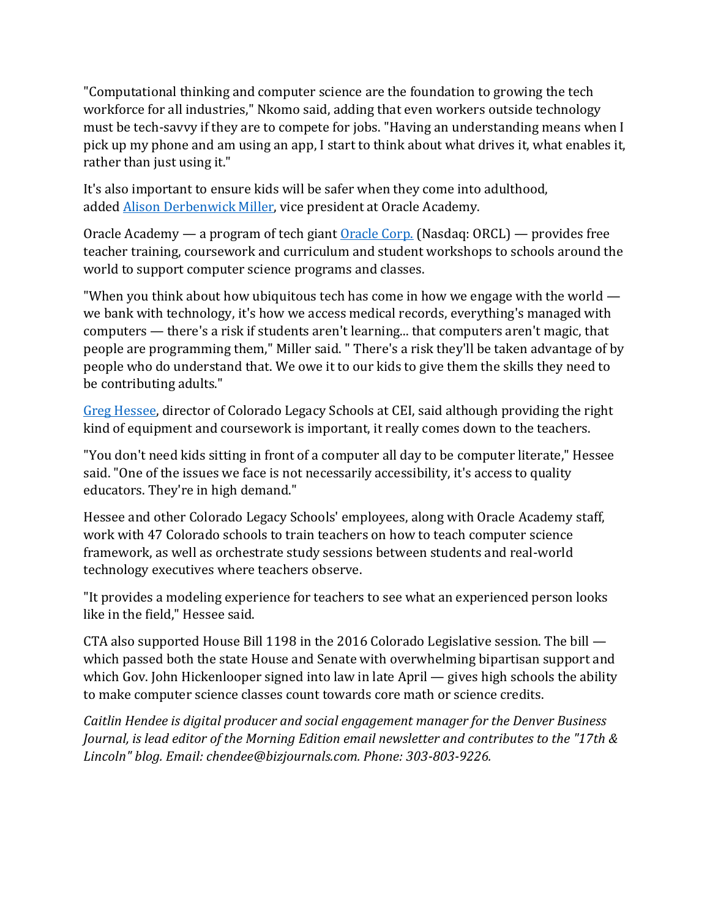"Computational thinking and computer science are the foundation to growing the tech workforce for all industries," Nkomo said, adding that even workers outside technology must be tech-savvy if they are to compete for jobs. "Having an understanding means when I pick up my phone and am using an app, I start to think about what drives it, what enables it, rather than just using it."

It's also important to ensure kids will be safer when they come into adulthood, added Alison Derbenwick Miller, vice president at Oracle Academy.

Oracle Academy — a program of tech giant Oracle Corp. (Nasdaq: ORCL) — provides free teacher training, coursework and curriculum and student workshops to schools around the world to support computer science programs and classes.

"When you think about how ubiquitous tech has come in how we engage with the world — we bank with technology, it's how we access medical records, everything's managed with computers — there's a risk if students aren't learning... that computers aren't magic, that people are programming them," Miller said. " There's a risk they'll be taken advantage of by people who do understand that. We owe it to our kids to give them the skills they need to be contributing adults."

Greg Hessee, director of Colorado Legacy Schools at CEI, said although providing the right kind of equipment and coursework is important, it really comes down to the teachers.

"You don't need kids sitting in front of a computer all day to be computer literate," Hessee said. "One of the issues we face is not necessarily accessibility, it's access to quality educators. They're in high demand."

Hessee and other Colorado Legacy Schools' employees, along with Oracle Academy staff, work with 47 Colorado schools to train teachers on how to teach computer science framework, as well as orchestrate study sessions between students and real-world technology executives where teachers observe.

"It provides a modeling experience for teachers to see what an experienced person looks like in the field," Hessee said.

CTA also supported House Bill 1198 in the 2016 Colorado Legislative session. The bill — which passed both the state House and Senate with overwhelming bipartisan support and which Gov. John Hickenlooper signed into law in late April — gives high schools the ability to make computer science classes count towards core math or science credits.

*Caitlin Hendee is digital producer and social engagement manager for the Denver Business Journal, is lead editor of the Morning Edition email newsletter and contributes to the "17th & Lincoln" blog. Email: chendee@bizjournals.com. Phone: 303-803-9226.*